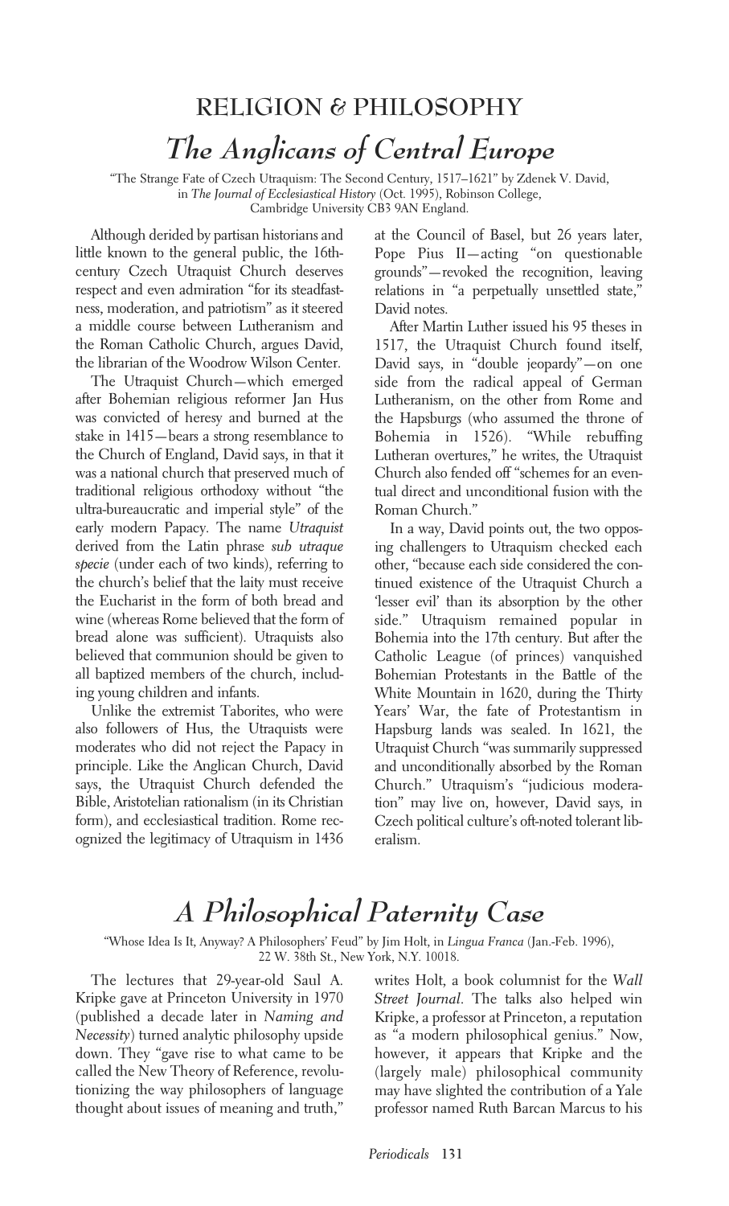## RELIGION & PHILOSOPHY

# *The Anglicans of Central Europe*

"The Strange Fate of Czech Utraquism: The Second Century, 1517–1621" by Zdenek V. David, in *The Journal of Ecclesiastical History* (Oct. 1995), Robinson College, Cambridge University CB3 9AN England.

Although derided by partisan historians and little known to the general public, the 16th-century Czech Utraquist Church deserves respect and even admiration "for its steadfastness, moderation, and patriotism" as it steered a middle course between Lutheranism and the Roman Catholic Church, argues David, the librarian of the Woodrow Wilson Center.

The Utraquist Church—which emerged after Bohemian religious reformer Jan Hus was convicted of heresy and burned at the stake in 1415—bears a strong resemblance to the Church of England, David says, in that it was a national church that preserved much of traditional religious orthodoxy without "the ultra-bureaucratic and imperial style" of the early modern Papacy. The name *Utraquist* derived from the Latin phrase *sub utraque specie* (under each of two kinds), referring to the church's belief that the laity must receive the Eucharist in the form of both bread and wine (whereas Rome believed that the form of bread alone was sufficient). Utraquists also believed that communion should be given to all baptized members of the church, including young children and infants.

Unlike the extremist Taborites, who were also followers of Hus, the Utraquists were moderates who did not reject the Papacy in principle. Like the Anglican Church, David says, the Utraquist Church defended the Bible, Aristotelian rationalism (in its Christian form), and ecclesiastical tradition. Rome recognized the legitimacy of Utraquism in 1436 at the Council of Basel, but 26 years later, Pope Pius II—acting "on questionable grounds"—revoked the recognition, leaving relations in "a perpetually unsettled state," David notes.

After Martin Luther issued his 95 theses in 1517, the Utraquist Church found itself, David says, in "double jeopardy"—on one side from the radical appeal of German Lutheranism, on the other from Rome and the Hapsburgs (who assumed the throne of Bohemia in 1526). "While rebuffing Lutheran overtures," he writes, the Utraquist Church also fended off "schemes for an eventual direct and unconditional fusion with the Roman Church."

In a way, David points out, the two opposing challengers to Utraquism checked each other, "because each side considered the continued existence of the Utraquist Church a 'lesser evil' than its absorption by the other side." Utraquism remained popular in Bohemia into the 17th century. But after the Catholic League (of princes) vanquished Bohemian Protestants in the Battle of the White Mountain in 1620, during the Thirty Years' War, the fate of Protestantism in Hapsburg lands was sealed. In 1621, the Utraquist Church "was summarily suppressed and unconditionally absorbed by the Roman Church." Utraquism's "judicious moderation" may live on, however, David says, in Czech political culture's oft-noted tolerant liberalism.

# *A Philosophical Paternity Case*

"Whose Idea Is It, Anyway? A Philosophers' Feud" by Jim Holt, in *Lingua Franca* (Jan.-Feb. 1996), 22 W. 38th St., New York, N.Y. 10018.

The lectures that 29-year-old Saul A. Kripke gave at Princeton University in 1970 (published a decade later in *Naming and Necessity*) turned analytic philosophy upside down. They "gave rise to what came to be called the New Theory of Reference, revolutionizing the way philosophers of language thought about issues of meaning and truth," writes Holt, a book columnist for the *Wall Street Journal*. The talks also helped win Kripke, a professor at Princeton, a reputation as "a modern philosophical genius." Now, however, it appears that Kripke and the (largely male) philosophical community may have slighted the contribution of a Yale professor named Ruth Barcan Marcus to his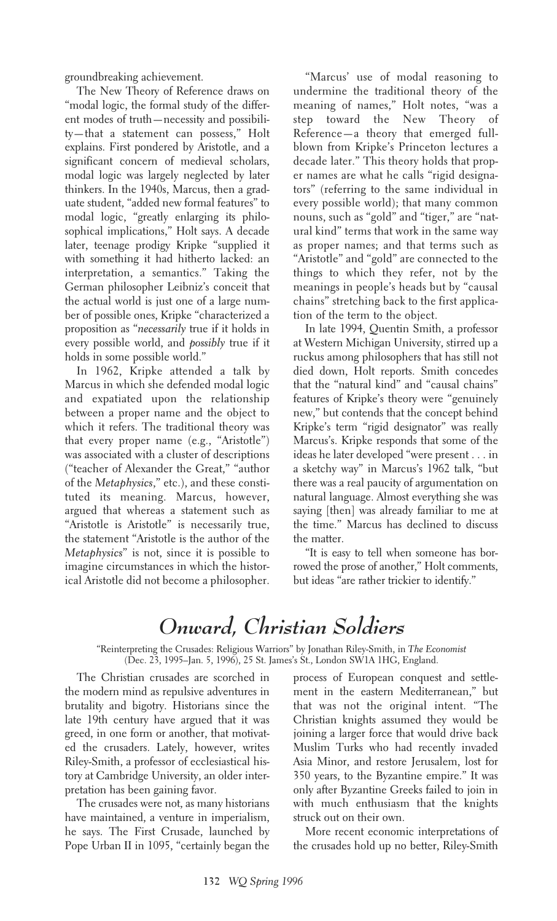groundbreaking achievement.

The New Theory of Reference draws on "modal logic, the formal study of the different modes of truth—necessity and possibility—that a statement can possess," Holt explains. First pondered by Aristotle, and a significant concern of medieval scholars, modal logic was largely neglected by later thinkers. In the 1940s, Marcus, then a graduate student, "added new formal features" to modal logic, "greatly enlarging its philosophical implications," Holt says. A decade later, teenage prodigy Kripke "supplied it with something it had hitherto lacked: an interpretation, a semantics." Taking the German philosopher Leibniz's conceit that the actual world is just one of a large number of possible ones, Kripke "characterized a proposition as "*necessarily* true if it holds in every possible world, and *possibly* true if it holds in some possible world."

In 1962, Kripke attended a talk by Marcus in which she defended modal logic and expatiated upon the relationship between a proper name and the object to which it refers. The traditional theory was that every proper name (e.g., "Aristotle") was associated with a cluster of descriptions ("teacher of Alexander the Great," "author of the *Metaphysics*," etc.), and these constituted its meaning. Marcus, however, argued that whereas a statement such as "Aristotle is Aristotle" is necessarily true, the statement "Aristotle is the author of the *Metaphysics*" is not, since it is possible to imagine circumstances in which the historical Aristotle did not become a philosopher.

"Marcus' use of modal reasoning to undermine the traditional theory of the meaning of names," Holt notes, "was a step toward the New Theory of Reference—a theory that emerged full-blown from Kripke's Princeton lectures a decade later." This theory holds that proper names are what he calls "rigid designators" (referring to the same individual in every possible world); that many common nouns, such as "gold" and "tiger," are "natural kind" terms that work in the same way as proper names; and that terms such as "Aristotle" and "gold" are connected to the things to which they refer, not by the meanings in people's heads but by "causal chains" stretching back to the first application of the term to the object.

In late 1994, Quentin Smith, a professor at Western Michigan University, stirred up a ruckus among philosophers that has still not died down, Holt reports. Smith concedes that the "natural kind" and "causal chains" features of Kripke's theory were "genuinely new," but contends that the concept behind Kripke's term "rigid designator" was really Marcus's. Kripke responds that some of the ideas he later developed "were present . . . in a sketchy way" in Marcus's 1962 talk, "but there was a real paucity of argumentation on natural language. Almost everything she was saying [then] was already familiar to me at the time." Marcus has declined to discuss the matter.

"It is easy to tell when someone has borrowed the prose of another," Holt comments, but ideas "are rather trickier to identify."

# *Onward, Christian Soldiers*

"Reinterpreting the Crusades: Religious Warriors" by Jonathan Riley-Smith, in *The Economist* (Dec. 23, 1995–Jan. 5, 1996), 25 St. James's St., London SW1A 1HG, England.

The Christian crusades are scorched in the modern mind as repulsive adventures in brutality and bigotry. Historians since the late 19th century have argued that it was greed, in one form or another, that motivated the crusaders. Lately, however, writes Riley-Smith, a professor of ecclesiastical history at Cambridge University, an older interpretation has been gaining favor.

The crusades were not, as many historians have maintained, a venture in imperialism, he says. The First Crusade, launched by Pope Urban II in 1095, "certainly began the process of European conquest and settlement in the eastern Mediterranean," but that was not the original intent. "The Christian knights assumed they would be joining a larger force that would drive back Muslim Turks who had recently invaded Asia Minor, and restore Jerusalem, lost for 350 years, to the Byzantine empire." It was only after Byzantine Greeks failed to join in with much enthusiasm that the knights struck out on their own.

More recent economic interpretations of the crusades hold up no better, Riley-Smith